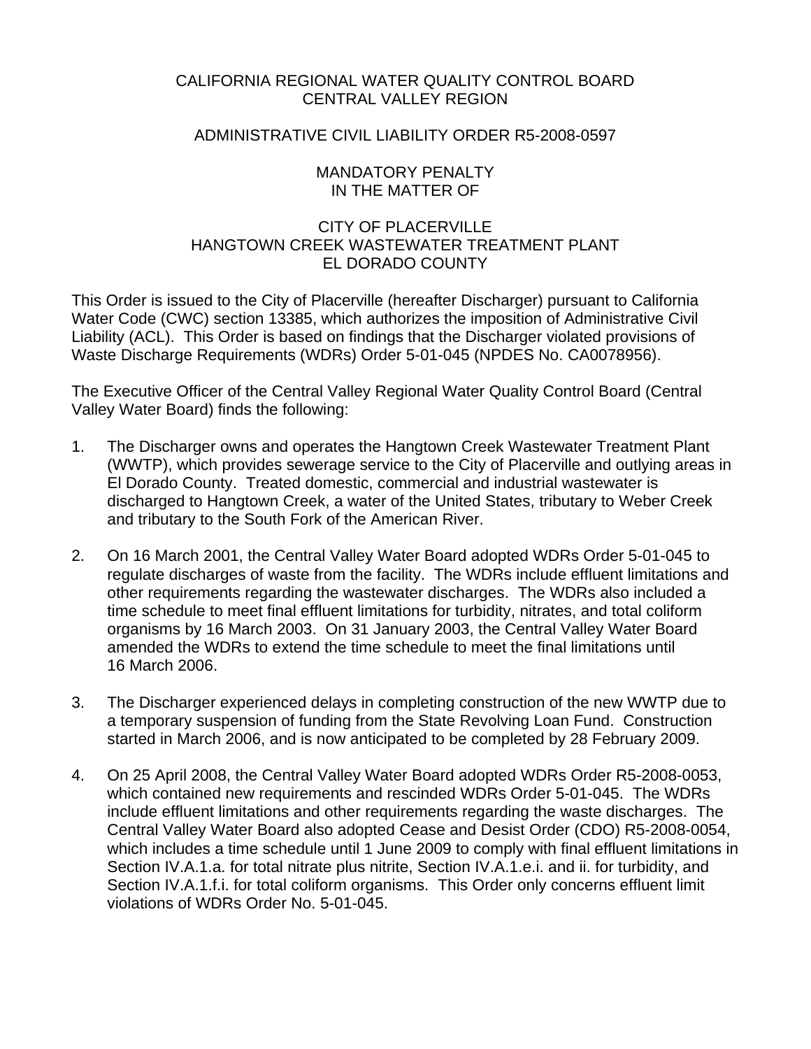# CALIFORNIA REGIONAL WATER QUALITY CONTROL BOARD
# CENTRAL VALLEY REGION

## ADMINISTRATIVE CIVIL LIABILITY ORDER R5-2008-0597

## MANDATORY PENALTY
## IN THE MATTER OF

## CITY OF PLACERVILLE
## HANGTOWN CREEK WASTEWATER TREATMENT PLANT
## EL DORADO COUNTY

This Order is issued to the City of Placerville (hereafter Discharger) pursuant to California Water Code (CWC) section 13385, which authorizes the imposition of Administrative Civil Liability (ACL). This Order is based on findings that the Discharger violated provisions of Waste Discharge Requirements (WDRs) Order 5-01-045 (NPDES No. CA0078956).

The Executive Officer of the Central Valley Regional Water Quality Control Board (Central Valley Water Board) finds the following:

1. The Discharger owns and operates the Hangtown Creek Wastewater Treatment Plant (WWTP), which provides sewerage service to the City of Placerville and outlying areas in El Dorado County. Treated domestic, commercial and industrial wastewater is discharged to Hangtown Creek, a water of the United States, tributary to Weber Creek and tributary to the South Fork of the American River.

2. On 16 March 2001, the Central Valley Water Board adopted WDRs Order 5-01-045 to regulate discharges of waste from the facility. The WDRs include effluent limitations and other requirements regarding the wastewater discharges. The WDRs also included a time schedule to meet final effluent limitations for turbidity, nitrates, and total coliform organisms by 16 March 2003. On 31 January 2003, the Central Valley Water Board amended the WDRs to extend the time schedule to meet the final limitations until 16 March 2006.

3. The Discharger experienced delays in completing construction of the new WWTP due to a temporary suspension of funding from the State Revolving Loan Fund. Construction started in March 2006, and is now anticipated to be completed by 28 February 2009.

4. On 25 April 2008, the Central Valley Water Board adopted WDRs Order R5-2008-0053, which contained new requirements and rescinded WDRs Order 5-01-045. The WDRs include effluent limitations and other requirements regarding the waste discharges. The Central Valley Water Board also adopted Cease and Desist Order (CDO) R5-2008-0054, which includes a time schedule until 1 June 2009 to comply with final effluent limitations in Section IV.A.1.a. for total nitrate plus nitrite, Section IV.A.1.e.i. and ii. for turbidity, and Section IV.A.1.f.i. for total coliform organisms. This Order only concerns effluent limit violations of WDRs Order No. 5-01-045.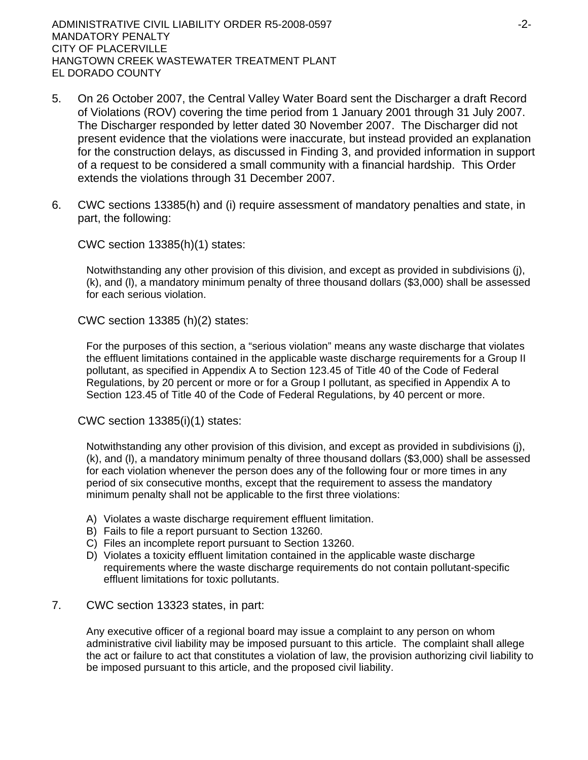5. On 26 October 2007, the Central Valley Water Board sent the Discharger a draft Record of Violations (ROV) covering the time period from 1 January 2001 through 31 July 2007. The Discharger responded by letter dated 30 November 2007. The Discharger did not present evidence that the violations were inaccurate, but instead provided an explanation for the construction delays, as discussed in Finding 3, and provided information in support of a request to be considered a small community with a financial hardship. This Order extends the violations through 31 December 2007.

6. CWC sections 13385(h) and (i) require assessment of mandatory penalties and state, in part, the following:

   CWC section 13385(h)(1) states:

   > Notwithstanding any other provision of this division, and except as provided in subdivisions (j), (k), and (l), a mandatory minimum penalty of three thousand dollars ($3,000) shall be assessed for each serious violation.

   CWC section 13385 (h)(2) states:

   > For the purposes of this section, a "serious violation" means any waste discharge that violates the effluent limitations contained in the applicable waste discharge requirements for a Group II pollutant, as specified in Appendix A to Section 123.45 of Title 40 of the Code of Federal Regulations, by 20 percent or more or for a Group I pollutant, as specified in Appendix A to Section 123.45 of Title 40 of the Code of Federal Regulations, by 40 percent or more.

   CWC section 13385(i)(1) states:

   > Notwithstanding any other provision of this division, and except as provided in subdivisions (j), (k), and (l), a mandatory minimum penalty of three thousand dollars ($3,000) shall be assessed for each violation whenever the person does any of the following four or more times in any period of six consecutive months, except that the requirement to assess the mandatory minimum penalty shall not be applicable to the first three violations:
   >
   > A) Violates a waste discharge requirement effluent limitation.
   > B) Fails to file a report pursuant to Section 13260.
   > C) Files an incomplete report pursuant to Section 13260.
   > D) Violates a toxicity effluent limitation contained in the applicable waste discharge requirements where the waste discharge requirements do not contain pollutant-specific effluent limitations for toxic pollutants.

7. CWC section 13323 states, in part:

   > Any executive officer of a regional board may issue a complaint to any person on whom administrative civil liability may be imposed pursuant to this article. The complaint shall allege the act or failure to act that constitutes a violation of law, the provision authorizing civil liability to be imposed pursuant to this article, and the proposed civil liability.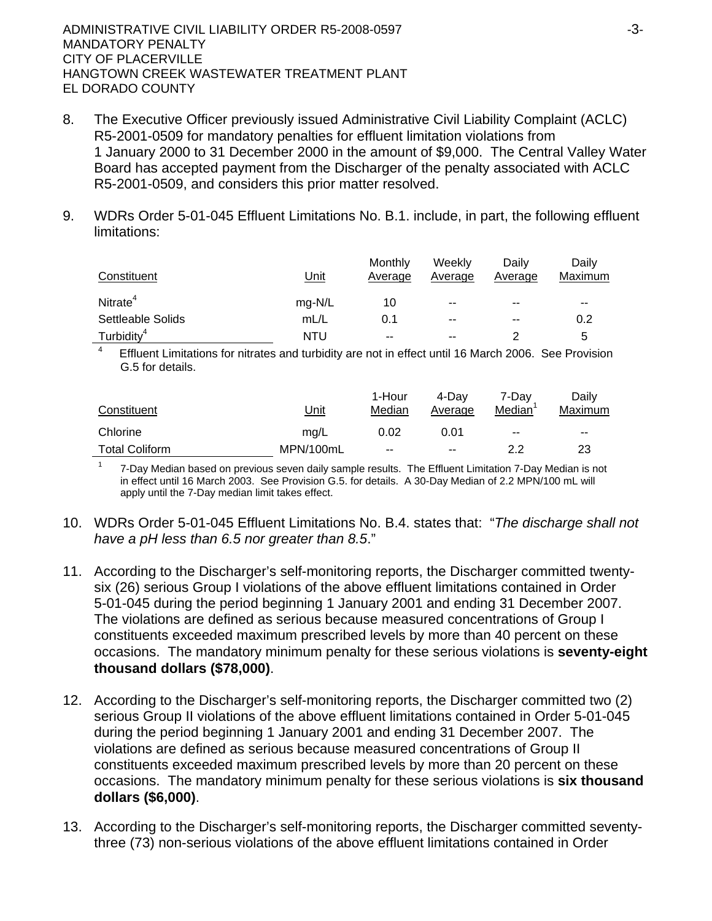8. The Executive Officer previously issued Administrative Civil Liability Complaint (ACLC) R5-2001-0509 for mandatory penalties for effluent limitation violations from 1 January 2000 to 31 December 2000 in the amount of $9,000. The Central Valley Water Board has accepted payment from the Discharger of the penalty associated with ACLC R5-2001-0509, and considers this prior matter resolved.

9. WDRs Order 5-01-045 Effluent Limitations No. B.1. include, in part, the following effluent limitations:

| Constituent | Unit | Monthly Average | Weekly Average | Daily Average | Daily Maximum |
|---|---|---|---|---|---|
| Nitrate[4] | mg-N/L | 10 | -- | -- | -- |
| Settleable Solids | mL/L | 0.1 | -- | -- | 0.2 |
| Turbidity[4] | NTU | -- | -- | 2 | 5 |

[4] Effluent Limitations for nitrates and turbidity are not in effect until 16 March 2006. See Provision G.5 for details.

| Constituent | Unit | 1-Hour Median | 4-Day Average | 7-Day Median[1] | Daily Maximum |
|---|---|---|---|---|---|
| Chlorine | mg/L | 0.02 | 0.01 | -- | -- |
| Total Coliform | MPN/100mL | -- | -- | 2.2 | 23 |

[1] 7-Day Median based on previous seven daily sample results. The Effluent Limitation 7-Day Median is not in effect until 16 March 2003. See Provision G.5. for details. A 30-Day Median of 2.2 MPN/100 mL will apply until the 7-Day median limit takes effect.

10. WDRs Order 5-01-045 Effluent Limitations No. B.4. states that: "*The discharge shall not have a pH less than 6.5 nor greater than 8.5*."

11. According to the Discharger's self-monitoring reports, the Discharger committed twenty-six (26) serious Group I violations of the above effluent limitations contained in Order 5-01-045 during the period beginning 1 January 2001 and ending 31 December 2007. The violations are defined as serious because measured concentrations of Group I constituents exceeded maximum prescribed levels by more than 40 percent on these occasions. The mandatory minimum penalty for these serious violations is **seventy-eight thousand dollars ($78,000)**.

12. According to the Discharger's self-monitoring reports, the Discharger committed two (2) serious Group II violations of the above effluent limitations contained in Order 5-01-045 during the period beginning 1 January 2001 and ending 31 December 2007. The violations are defined as serious because measured concentrations of Group II constituents exceeded maximum prescribed levels by more than 20 percent on these occasions. The mandatory minimum penalty for these serious violations is **six thousand dollars ($6,000)**.

13. According to the Discharger's self-monitoring reports, the Discharger committed seventy-three (73) non-serious violations of the above effluent limitations contained in Order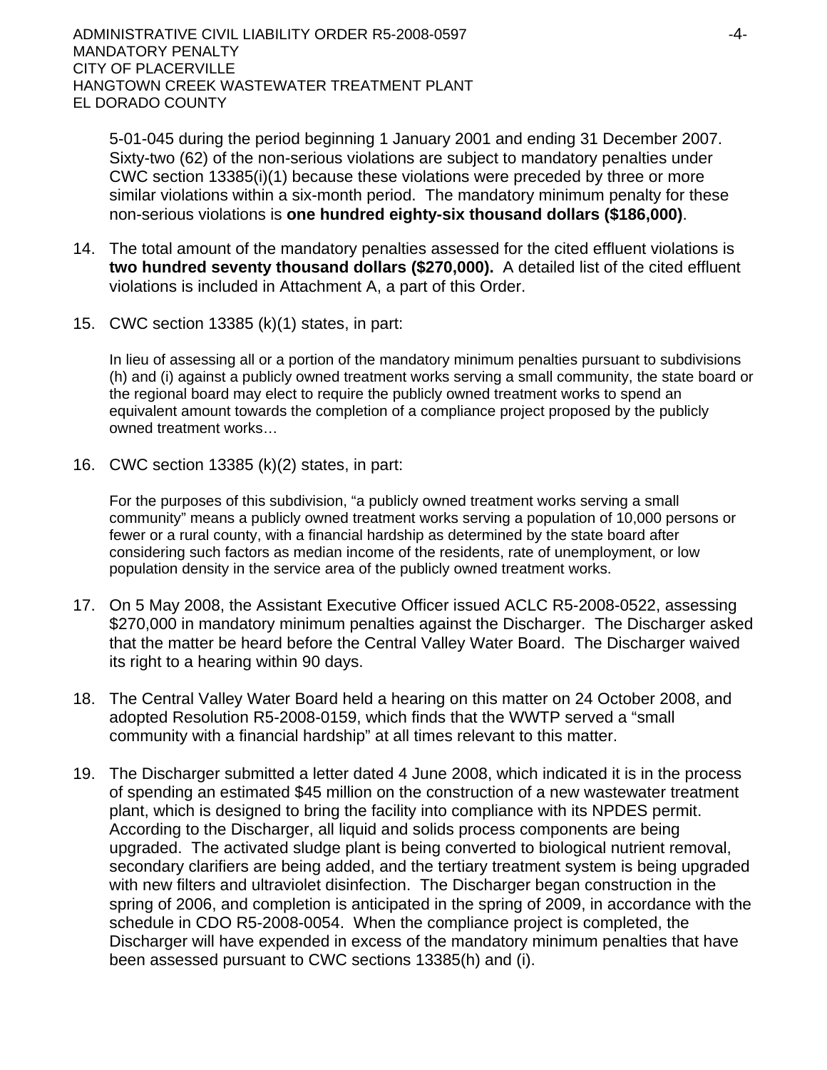5-01-045 during the period beginning 1 January 2001 and ending 31 December 2007. Sixty-two (62) of the non-serious violations are subject to mandatory penalties under CWC section 13385(i)(1) because these violations were preceded by three or more similar violations within a six-month period. The mandatory minimum penalty for these non-serious violations is **one hundred eighty-six thousand dollars ($186,000)**.

14. The total amount of the mandatory penalties assessed for the cited effluent violations is **two hundred seventy thousand dollars ($270,000).** A detailed list of the cited effluent violations is included in Attachment A, a part of this Order.

15. CWC section 13385 (k)(1) states, in part:

    In lieu of assessing all or a portion of the mandatory minimum penalties pursuant to subdivisions (h) and (i) against a publicly owned treatment works serving a small community, the state board or the regional board may elect to require the publicly owned treatment works to spend an equivalent amount towards the completion of a compliance project proposed by the publicly owned treatment works…

16. CWC section 13385 (k)(2) states, in part:

    For the purposes of this subdivision, "a publicly owned treatment works serving a small community" means a publicly owned treatment works serving a population of 10,000 persons or fewer or a rural county, with a financial hardship as determined by the state board after considering such factors as median income of the residents, rate of unemployment, or low population density in the service area of the publicly owned treatment works.

17. On 5 May 2008, the Assistant Executive Officer issued ACLC R5-2008-0522, assessing $270,000 in mandatory minimum penalties against the Discharger. The Discharger asked that the matter be heard before the Central Valley Water Board. The Discharger waived its right to a hearing within 90 days.

18. The Central Valley Water Board held a hearing on this matter on 24 October 2008, and adopted Resolution R5-2008-0159, which finds that the WWTP served a "small community with a financial hardship" at all times relevant to this matter.

19. The Discharger submitted a letter dated 4 June 2008, which indicated it is in the process of spending an estimated $45 million on the construction of a new wastewater treatment plant, which is designed to bring the facility into compliance with its NPDES permit. According to the Discharger, all liquid and solids process components are being upgraded. The activated sludge plant is being converted to biological nutrient removal, secondary clarifiers are being added, and the tertiary treatment system is being upgraded with new filters and ultraviolet disinfection. The Discharger began construction in the spring of 2006, and completion is anticipated in the spring of 2009, in accordance with the schedule in CDO R5-2008-0054. When the compliance project is completed, the Discharger will have expended in excess of the mandatory minimum penalties that have been assessed pursuant to CWC sections 13385(h) and (i).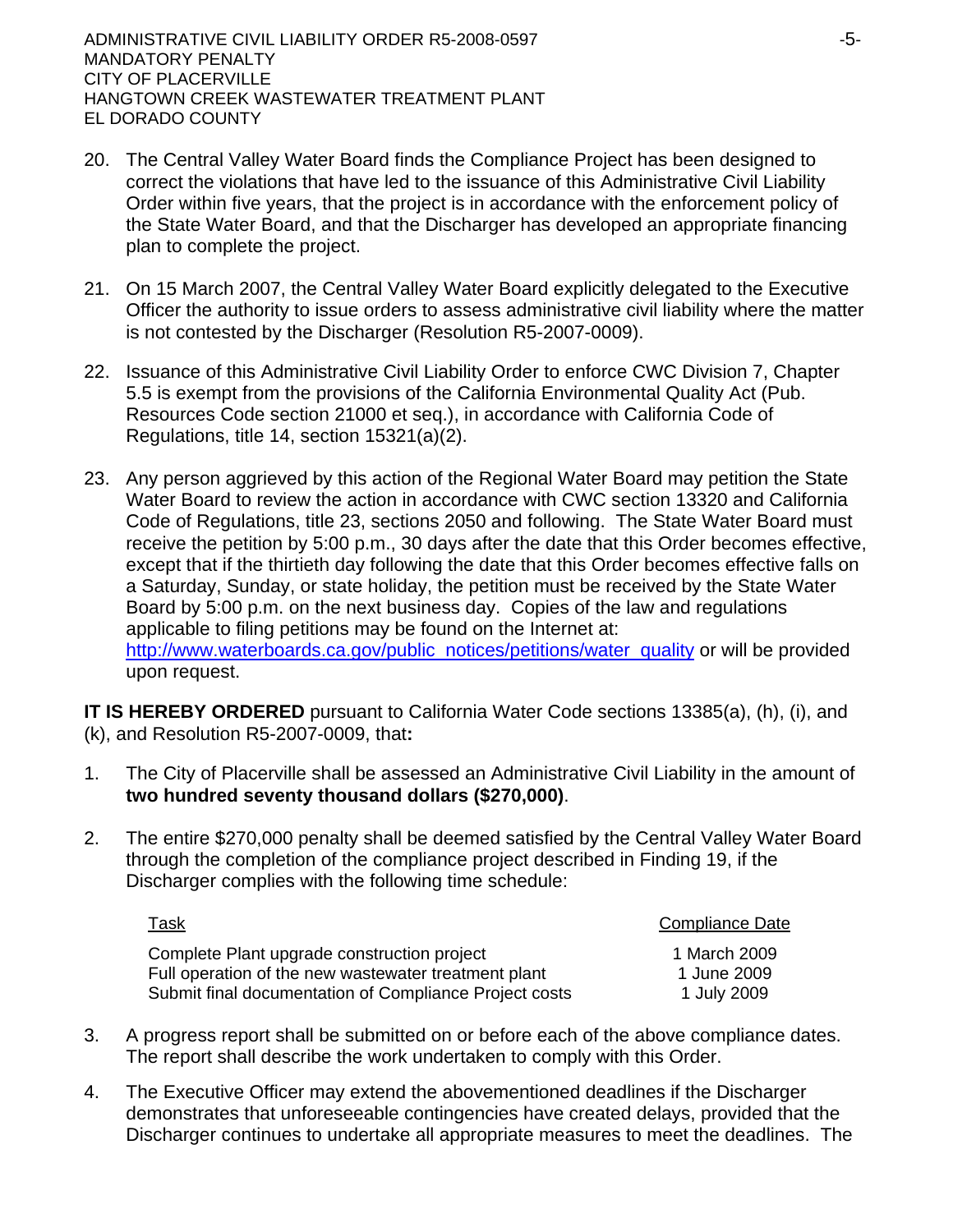20. The Central Valley Water Board finds the Compliance Project has been designed to correct the violations that have led to the issuance of this Administrative Civil Liability Order within five years, that the project is in accordance with the enforcement policy of the State Water Board, and that the Discharger has developed an appropriate financing plan to complete the project.

21. On 15 March 2007, the Central Valley Water Board explicitly delegated to the Executive Officer the authority to issue orders to assess administrative civil liability where the matter is not contested by the Discharger (Resolution R5-2007-0009).

22. Issuance of this Administrative Civil Liability Order to enforce CWC Division 7, Chapter 5.5 is exempt from the provisions of the California Environmental Quality Act (Pub. Resources Code section 21000 et seq.), in accordance with California Code of Regulations, title 14, section 15321(a)(2).

23. Any person aggrieved by this action of the Regional Water Board may petition the State Water Board to review the action in accordance with CWC section 13320 and California Code of Regulations, title 23, sections 2050 and following. The State Water Board must receive the petition by 5:00 p.m., 30 days after the date that this Order becomes effective, except that if the thirtieth day following the date that this Order becomes effective falls on a Saturday, Sunday, or state holiday, the petition must be received by the State Water Board by 5:00 p.m. on the next business day. Copies of the law and regulations applicable to filing petitions may be found on the Internet at: http://www.waterboards.ca.gov/public_notices/petitions/water_quality or will be provided upon request.

**IT IS HEREBY ORDERED** pursuant to California Water Code sections 13385(a), (h), (i), and (k), and Resolution R5-2007-0009, that**:**

1. The City of Placerville shall be assessed an Administrative Civil Liability in the amount of **two hundred seventy thousand dollars ($270,000)**.

2. The entire $270,000 penalty shall be deemed satisfied by the Central Valley Water Board through the completion of the compliance project described in Finding 19, if the Discharger complies with the following time schedule:

| Task | Compliance Date |
|---|---|
| Complete Plant upgrade construction project | 1 March 2009 |
| Full operation of the new wastewater treatment plant | 1 June 2009 |
| Submit final documentation of Compliance Project costs | 1 July 2009 |

3. A progress report shall be submitted on or before each of the above compliance dates. The report shall describe the work undertaken to comply with this Order.

4. The Executive Officer may extend the abovementioned deadlines if the Discharger demonstrates that unforeseeable contingencies have created delays, provided that the Discharger continues to undertake all appropriate measures to meet the deadlines. The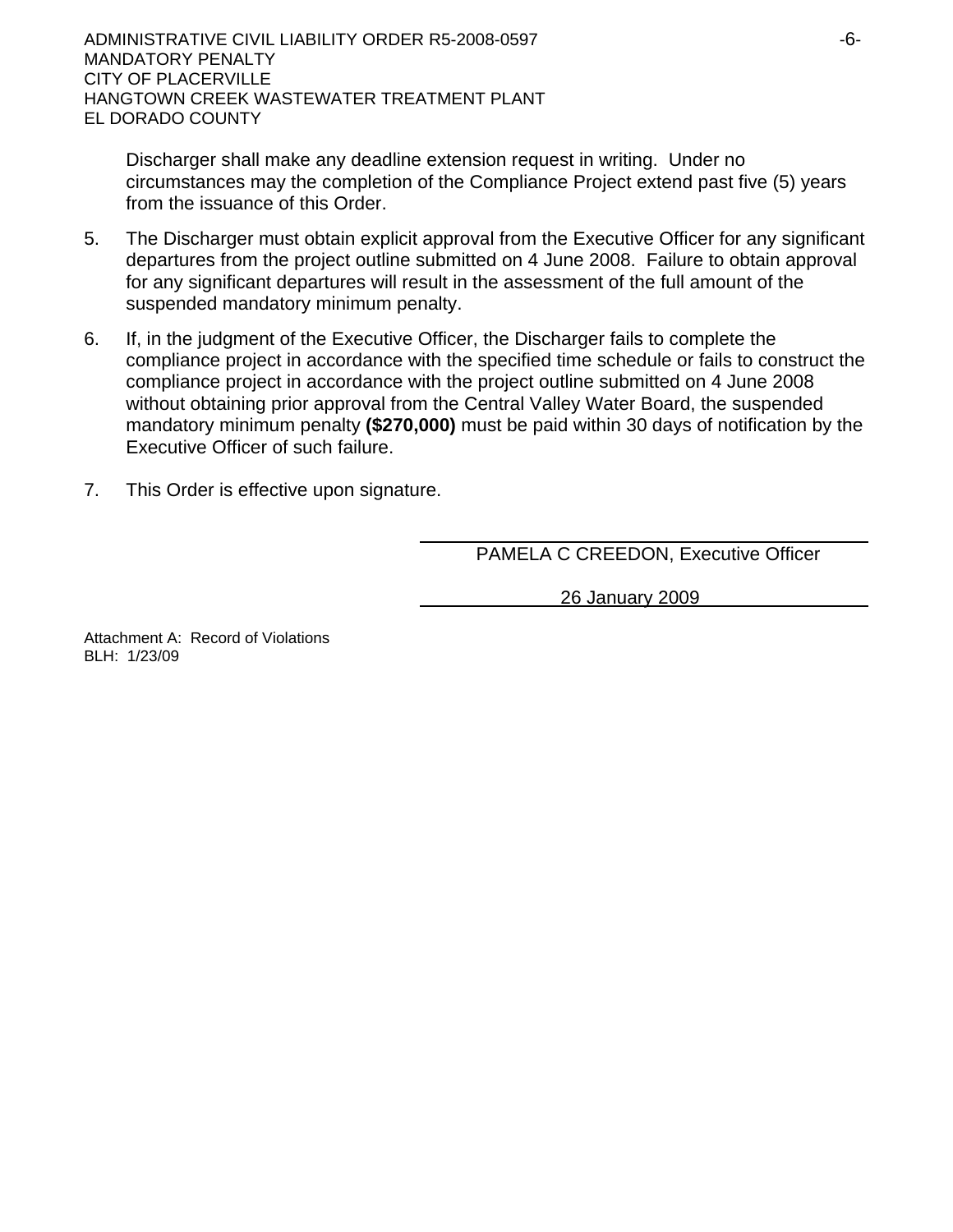Discharger shall make any deadline extension request in writing. Under no circumstances may the completion of the Compliance Project extend past five (5) years from the issuance of this Order.

5. The Discharger must obtain explicit approval from the Executive Officer for any significant departures from the project outline submitted on 4 June 2008. Failure to obtain approval for any significant departures will result in the assessment of the full amount of the suspended mandatory minimum penalty.

6. If, in the judgment of the Executive Officer, the Discharger fails to complete the compliance project in accordance with the specified time schedule or fails to construct the compliance project in accordance with the project outline submitted on 4 June 2008 without obtaining prior approval from the Central Valley Water Board, the suspended mandatory minimum penalty **($270,000)** must be paid within 30 days of notification by the Executive Officer of such failure.

7. This Order is effective upon signature.

PAMELA C CREEDON, Executive Officer

26 January 2009

Attachment A: Record of Violations
BLH: 1/23/09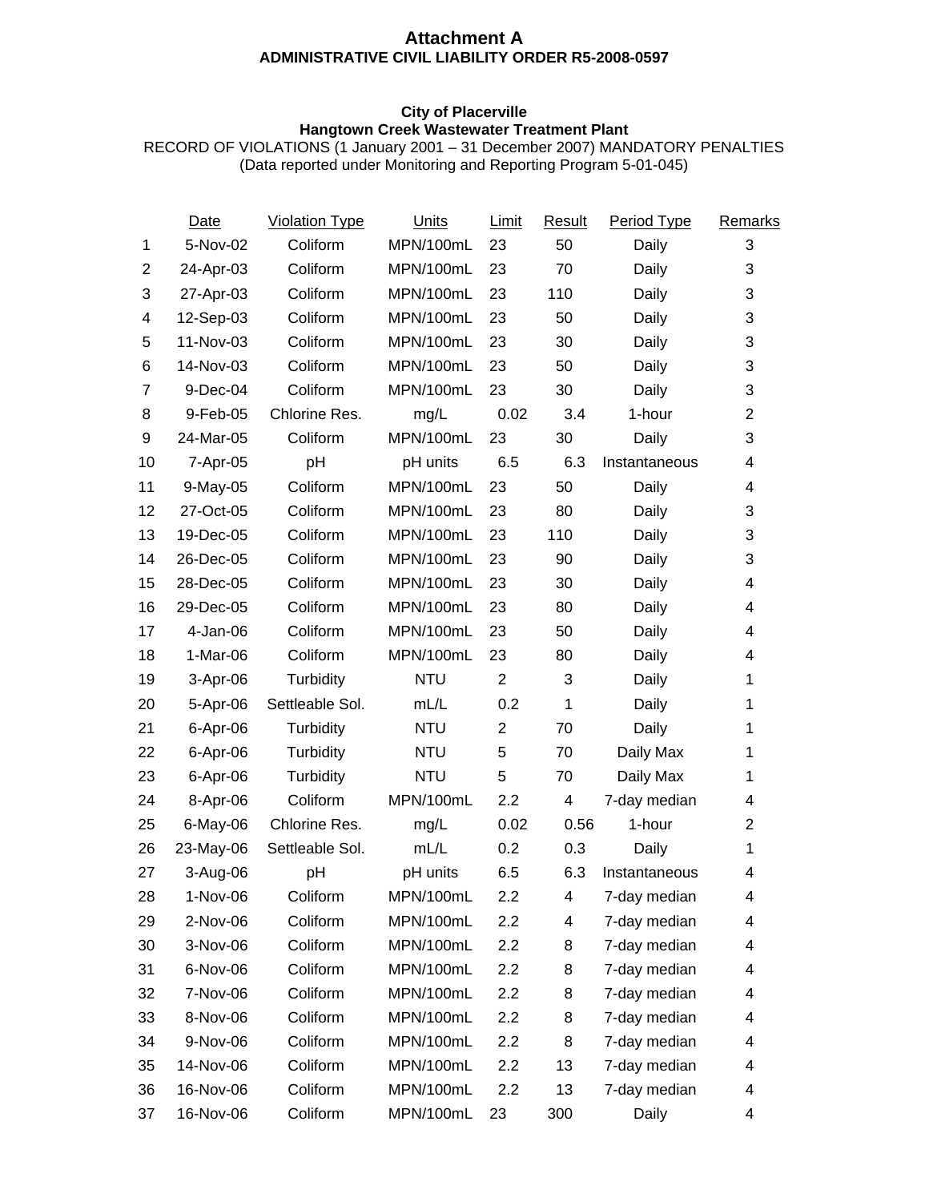# Attachment A

## ADMINISTRATIVE CIVIL LIABILITY ORDER R5-2008-0597

### City of Placerville

### Hangtown Creek Wastewater Treatment Plant

RECORD OF VIOLATIONS (1 January 2001 – 31 December 2007) MANDATORY PENALTIES
(Data reported under Monitoring and Reporting Program 5-01-045)

| | Date | Violation Type | Units | Limit | Result | Period Type | Remarks |
|---|---|---|---|---|---|---|---|
| 1 | 5-Nov-02 | Coliform | MPN/100mL | 23 | 50 | Daily | 3 |
| 2 | 24-Apr-03 | Coliform | MPN/100mL | 23 | 70 | Daily | 3 |
| 3 | 27-Apr-03 | Coliform | MPN/100mL | 23 | 110 | Daily | 3 |
| 4 | 12-Sep-03 | Coliform | MPN/100mL | 23 | 50 | Daily | 3 |
| 5 | 11-Nov-03 | Coliform | MPN/100mL | 23 | 30 | Daily | 3 |
| 6 | 14-Nov-03 | Coliform | MPN/100mL | 23 | 50 | Daily | 3 |
| 7 | 9-Dec-04 | Coliform | MPN/100mL | 23 | 30 | Daily | 3 |
| 8 | 9-Feb-05 | Chlorine Res. | mg/L | 0.02 | 3.4 | 1-hour | 2 |
| 9 | 24-Mar-05 | Coliform | MPN/100mL | 23 | 30 | Daily | 3 |
| 10 | 7-Apr-05 | pH | pH units | 6.5 | 6.3 | Instantaneous | 4 |
| 11 | 9-May-05 | Coliform | MPN/100mL | 23 | 50 | Daily | 4 |
| 12 | 27-Oct-05 | Coliform | MPN/100mL | 23 | 80 | Daily | 3 |
| 13 | 19-Dec-05 | Coliform | MPN/100mL | 23 | 110 | Daily | 3 |
| 14 | 26-Dec-05 | Coliform | MPN/100mL | 23 | 90 | Daily | 3 |
| 15 | 28-Dec-05 | Coliform | MPN/100mL | 23 | 30 | Daily | 4 |
| 16 | 29-Dec-05 | Coliform | MPN/100mL | 23 | 80 | Daily | 4 |
| 17 | 4-Jan-06 | Coliform | MPN/100mL | 23 | 50 | Daily | 4 |
| 18 | 1-Mar-06 | Coliform | MPN/100mL | 23 | 80 | Daily | 4 |
| 19 | 3-Apr-06 | Turbidity | NTU | 2 | 3 | Daily | 1 |
| 20 | 5-Apr-06 | Settleable Sol. | mL/L | 0.2 | 1 | Daily | 1 |
| 21 | 6-Apr-06 | Turbidity | NTU | 2 | 70 | Daily | 1 |
| 22 | 6-Apr-06 | Turbidity | NTU | 5 | 70 | Daily Max | 1 |
| 23 | 6-Apr-06 | Turbidity | NTU | 5 | 70 | Daily Max | 1 |
| 24 | 8-Apr-06 | Coliform | MPN/100mL | 2.2 | 4 | 7-day median | 4 |
| 25 | 6-May-06 | Chlorine Res. | mg/L | 0.02 | 0.56 | 1-hour | 2 |
| 26 | 23-May-06 | Settleable Sol. | mL/L | 0.2 | 0.3 | Daily | 1 |
| 27 | 3-Aug-06 | pH | pH units | 6.5 | 6.3 | Instantaneous | 4 |
| 28 | 1-Nov-06 | Coliform | MPN/100mL | 2.2 | 4 | 7-day median | 4 |
| 29 | 2-Nov-06 | Coliform | MPN/100mL | 2.2 | 4 | 7-day median | 4 |
| 30 | 3-Nov-06 | Coliform | MPN/100mL | 2.2 | 8 | 7-day median | 4 |
| 31 | 6-Nov-06 | Coliform | MPN/100mL | 2.2 | 8 | 7-day median | 4 |
| 32 | 7-Nov-06 | Coliform | MPN/100mL | 2.2 | 8 | 7-day median | 4 |
| 33 | 8-Nov-06 | Coliform | MPN/100mL | 2.2 | 8 | 7-day median | 4 |
| 34 | 9-Nov-06 | Coliform | MPN/100mL | 2.2 | 8 | 7-day median | 4 |
| 35 | 14-Nov-06 | Coliform | MPN/100mL | 2.2 | 13 | 7-day median | 4 |
| 36 | 16-Nov-06 | Coliform | MPN/100mL | 2.2 | 13 | 7-day median | 4 |
| 37 | 16-Nov-06 | Coliform | MPN/100mL | 23 | 300 | Daily | 4 |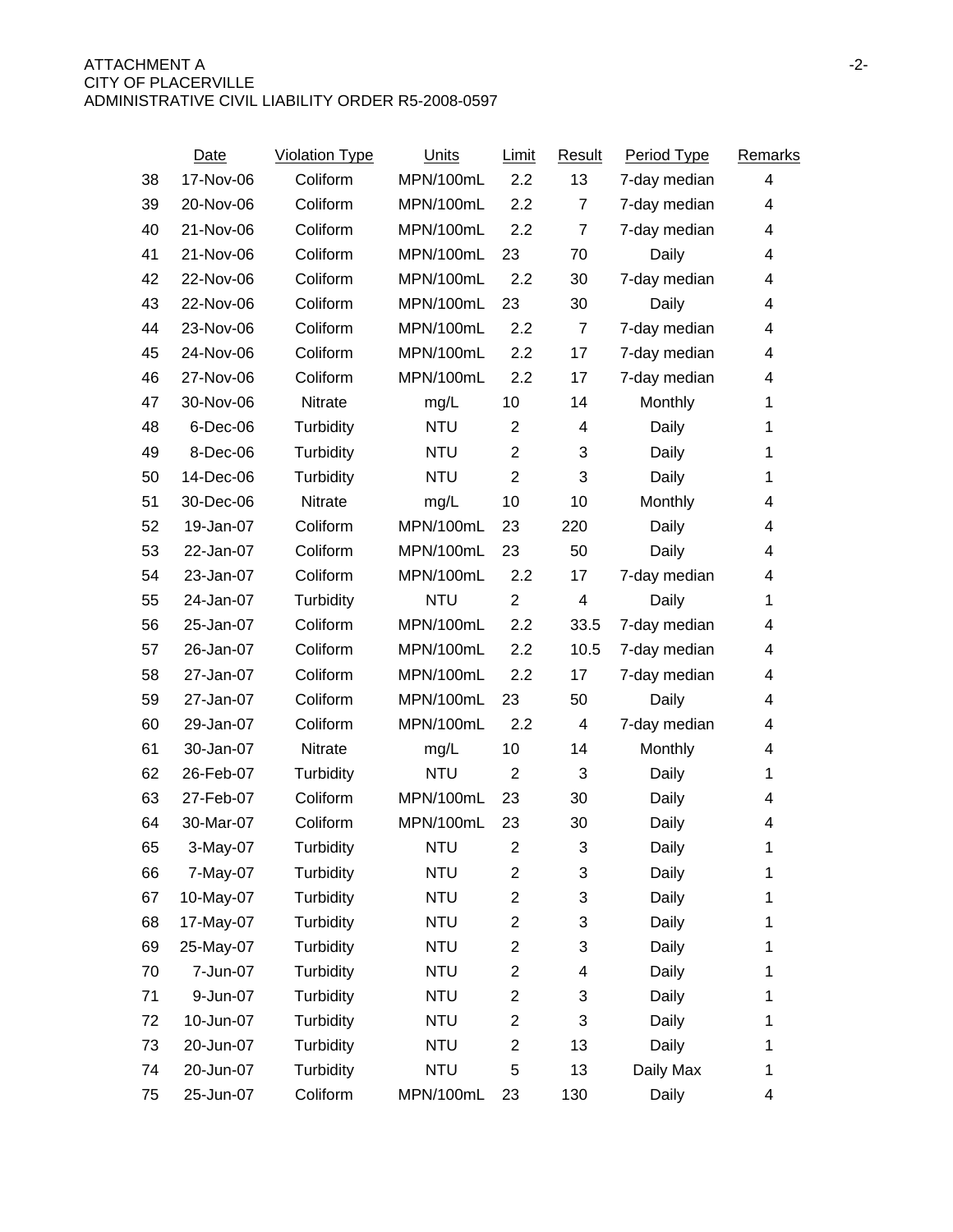ATTACHMENT A
CITY OF PLACERVILLE
ADMINISTRATIVE CIVIL LIABILITY ORDER R5-2008-0597

| | Date | Violation Type | Units | Limit | Result | Period Type | Remarks |
|---|---|---|---|---|---|---|---|
| 38 | 17-Nov-06 | Coliform | MPN/100mL | 2.2 | 13 | 7-day median | 4 |
| 39 | 20-Nov-06 | Coliform | MPN/100mL | 2.2 | 7 | 7-day median | 4 |
| 40 | 21-Nov-06 | Coliform | MPN/100mL | 2.2 | 7 | 7-day median | 4 |
| 41 | 21-Nov-06 | Coliform | MPN/100mL | 23 | 70 | Daily | 4 |
| 42 | 22-Nov-06 | Coliform | MPN/100mL | 2.2 | 30 | 7-day median | 4 |
| 43 | 22-Nov-06 | Coliform | MPN/100mL | 23 | 30 | Daily | 4 |
| 44 | 23-Nov-06 | Coliform | MPN/100mL | 2.2 | 7 | 7-day median | 4 |
| 45 | 24-Nov-06 | Coliform | MPN/100mL | 2.2 | 17 | 7-day median | 4 |
| 46 | 27-Nov-06 | Coliform | MPN/100mL | 2.2 | 17 | 7-day median | 4 |
| 47 | 30-Nov-06 | Nitrate | mg/L | 10 | 14 | Monthly | 1 |
| 48 | 6-Dec-06 | Turbidity | NTU | 2 | 4 | Daily | 1 |
| 49 | 8-Dec-06 | Turbidity | NTU | 2 | 3 | Daily | 1 |
| 50 | 14-Dec-06 | Turbidity | NTU | 2 | 3 | Daily | 1 |
| 51 | 30-Dec-06 | Nitrate | mg/L | 10 | 10 | Monthly | 4 |
| 52 | 19-Jan-07 | Coliform | MPN/100mL | 23 | 220 | Daily | 4 |
| 53 | 22-Jan-07 | Coliform | MPN/100mL | 23 | 50 | Daily | 4 |
| 54 | 23-Jan-07 | Coliform | MPN/100mL | 2.2 | 17 | 7-day median | 4 |
| 55 | 24-Jan-07 | Turbidity | NTU | 2 | 4 | Daily | 1 |
| 56 | 25-Jan-07 | Coliform | MPN/100mL | 2.2 | 33.5 | 7-day median | 4 |
| 57 | 26-Jan-07 | Coliform | MPN/100mL | 2.2 | 10.5 | 7-day median | 4 |
| 58 | 27-Jan-07 | Coliform | MPN/100mL | 2.2 | 17 | 7-day median | 4 |
| 59 | 27-Jan-07 | Coliform | MPN/100mL | 23 | 50 | Daily | 4 |
| 60 | 29-Jan-07 | Coliform | MPN/100mL | 2.2 | 4 | 7-day median | 4 |
| 61 | 30-Jan-07 | Nitrate | mg/L | 10 | 14 | Monthly | 4 |
| 62 | 26-Feb-07 | Turbidity | NTU | 2 | 3 | Daily | 1 |
| 63 | 27-Feb-07 | Coliform | MPN/100mL | 23 | 30 | Daily | 4 |
| 64 | 30-Mar-07 | Coliform | MPN/100mL | 23 | 30 | Daily | 4 |
| 65 | 3-May-07 | Turbidity | NTU | 2 | 3 | Daily | 1 |
| 66 | 7-May-07 | Turbidity | NTU | 2 | 3 | Daily | 1 |
| 67 | 10-May-07 | Turbidity | NTU | 2 | 3 | Daily | 1 |
| 68 | 17-May-07 | Turbidity | NTU | 2 | 3 | Daily | 1 |
| 69 | 25-May-07 | Turbidity | NTU | 2 | 3 | Daily | 1 |
| 70 | 7-Jun-07 | Turbidity | NTU | 2 | 4 | Daily | 1 |
| 71 | 9-Jun-07 | Turbidity | NTU | 2 | 3 | Daily | 1 |
| 72 | 10-Jun-07 | Turbidity | NTU | 2 | 3 | Daily | 1 |
| 73 | 20-Jun-07 | Turbidity | NTU | 2 | 13 | Daily | 1 |
| 74 | 20-Jun-07 | Turbidity | NTU | 5 | 13 | Daily Max | 1 |
| 75 | 25-Jun-07 | Coliform | MPN/100mL | 23 | 130 | Daily | 4 |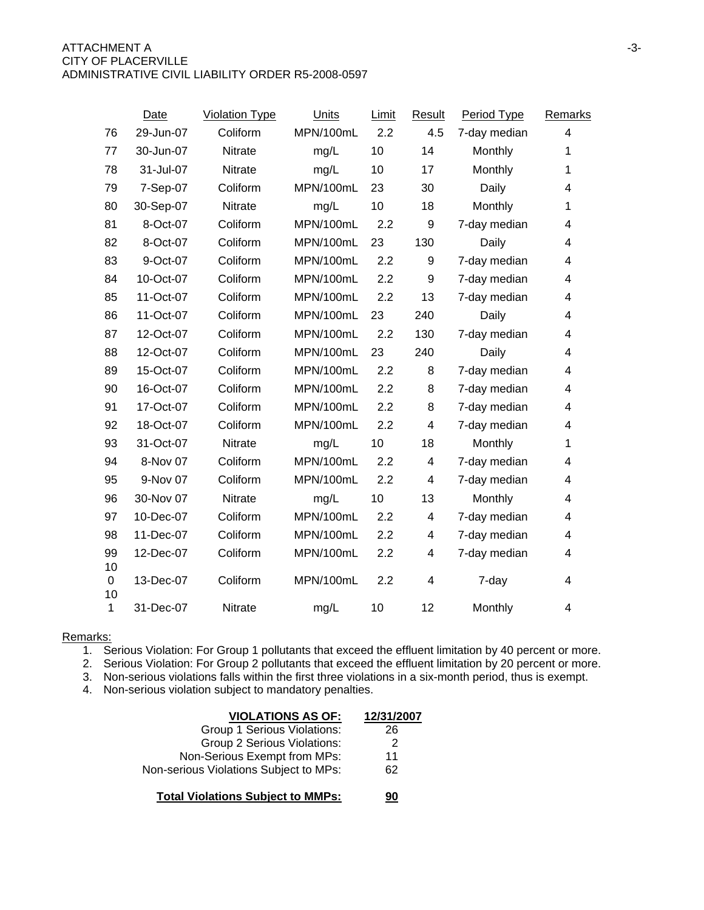|  | Date | Violation Type | Units | Limit | Result | Period Type | Remarks |
|---|---|---|---|---|---|---|---|
| 76 | 29-Jun-07 | Coliform | MPN/100mL | 2.2 | 4.5 | 7-day median | 4 |
| 77 | 30-Jun-07 | Nitrate | mg/L | 10 | 14 | Monthly | 1 |
| 78 | 31-Jul-07 | Nitrate | mg/L | 10 | 17 | Monthly | 1 |
| 79 | 7-Sep-07 | Coliform | MPN/100mL | 23 | 30 | Daily | 4 |
| 80 | 30-Sep-07 | Nitrate | mg/L | 10 | 18 | Monthly | 1 |
| 81 | 8-Oct-07 | Coliform | MPN/100mL | 2.2 | 9 | 7-day median | 4 |
| 82 | 8-Oct-07 | Coliform | MPN/100mL | 23 | 130 | Daily | 4 |
| 83 | 9-Oct-07 | Coliform | MPN/100mL | 2.2 | 9 | 7-day median | 4 |
| 84 | 10-Oct-07 | Coliform | MPN/100mL | 2.2 | 9 | 7-day median | 4 |
| 85 | 11-Oct-07 | Coliform | MPN/100mL | 2.2 | 13 | 7-day median | 4 |
| 86 | 11-Oct-07 | Coliform | MPN/100mL | 23 | 240 | Daily | 4 |
| 87 | 12-Oct-07 | Coliform | MPN/100mL | 2.2 | 130 | 7-day median | 4 |
| 88 | 12-Oct-07 | Coliform | MPN/100mL | 23 | 240 | Daily | 4 |
| 89 | 15-Oct-07 | Coliform | MPN/100mL | 2.2 | 8 | 7-day median | 4 |
| 90 | 16-Oct-07 | Coliform | MPN/100mL | 2.2 | 8 | 7-day median | 4 |
| 91 | 17-Oct-07 | Coliform | MPN/100mL | 2.2 | 8 | 7-day median | 4 |
| 92 | 18-Oct-07 | Coliform | MPN/100mL | 2.2 | 4 | 7-day median | 4 |
| 93 | 31-Oct-07 | Nitrate | mg/L | 10 | 18 | Monthly | 1 |
| 94 | 8-Nov 07 | Coliform | MPN/100mL | 2.2 | 4 | 7-day median | 4 |
| 95 | 9-Nov 07 | Coliform | MPN/100mL | 2.2 | 4 | 7-day median | 4 |
| 96 | 30-Nov 07 | Nitrate | mg/L | 10 | 13 | Monthly | 4 |
| 97 | 10-Dec-07 | Coliform | MPN/100mL | 2.2 | 4 | 7-day median | 4 |
| 98 | 11-Dec-07 | Coliform | MPN/100mL | 2.2 | 4 | 7-day median | 4 |
| 99 | 12-Dec-07 | Coliform | MPN/100mL | 2.2 | 4 | 7-day median | 4 |
| 100 | 13-Dec-07 | Coliform | MPN/100mL | 2.2 | 4 | 7-day | 4 |
| 101 | 31-Dec-07 | Nitrate | mg/L | 10 | 12 | Monthly | 4 |

Remarks:

1. Serious Violation: For Group 1 pollutants that exceed the effluent limitation by 40 percent or more.
2. Serious Violation: For Group 2 pollutants that exceed the effluent limitation by 20 percent or more.
3. Non-serious violations falls within the first three violations in a six-month period, thus is exempt.
4. Non-serious violation subject to mandatory penalties.

| **VIOLATIONS AS OF:** | **12/31/2007** |
|---|---|
| Group 1 Serious Violations: | 26 |
| Group 2 Serious Violations: | 2 |
| Non-Serious Exempt from MPs: | 11 |
| Non-serious Violations Subject to MPs: | 62 |
| **Total Violations Subject to MMPs:** | **90** |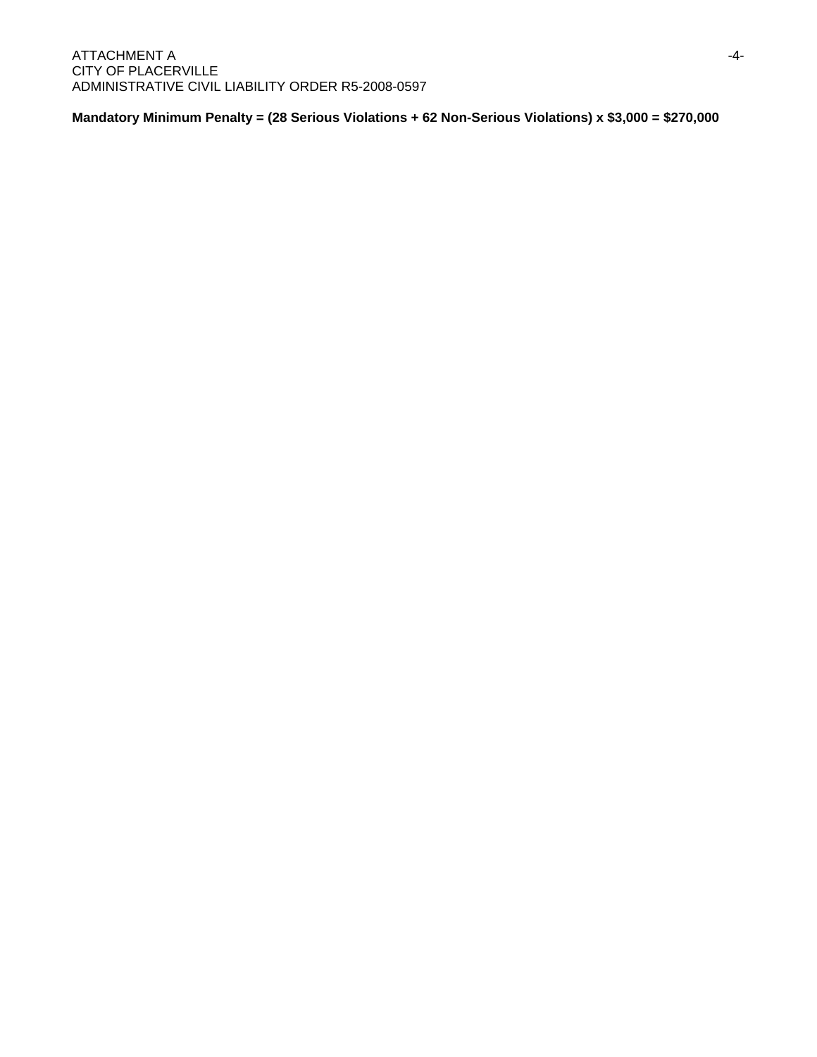**Mandatory Minimum Penalty = (28 Serious Violations + 62 Non-Serious Violations) x $3,000 = $270,000**